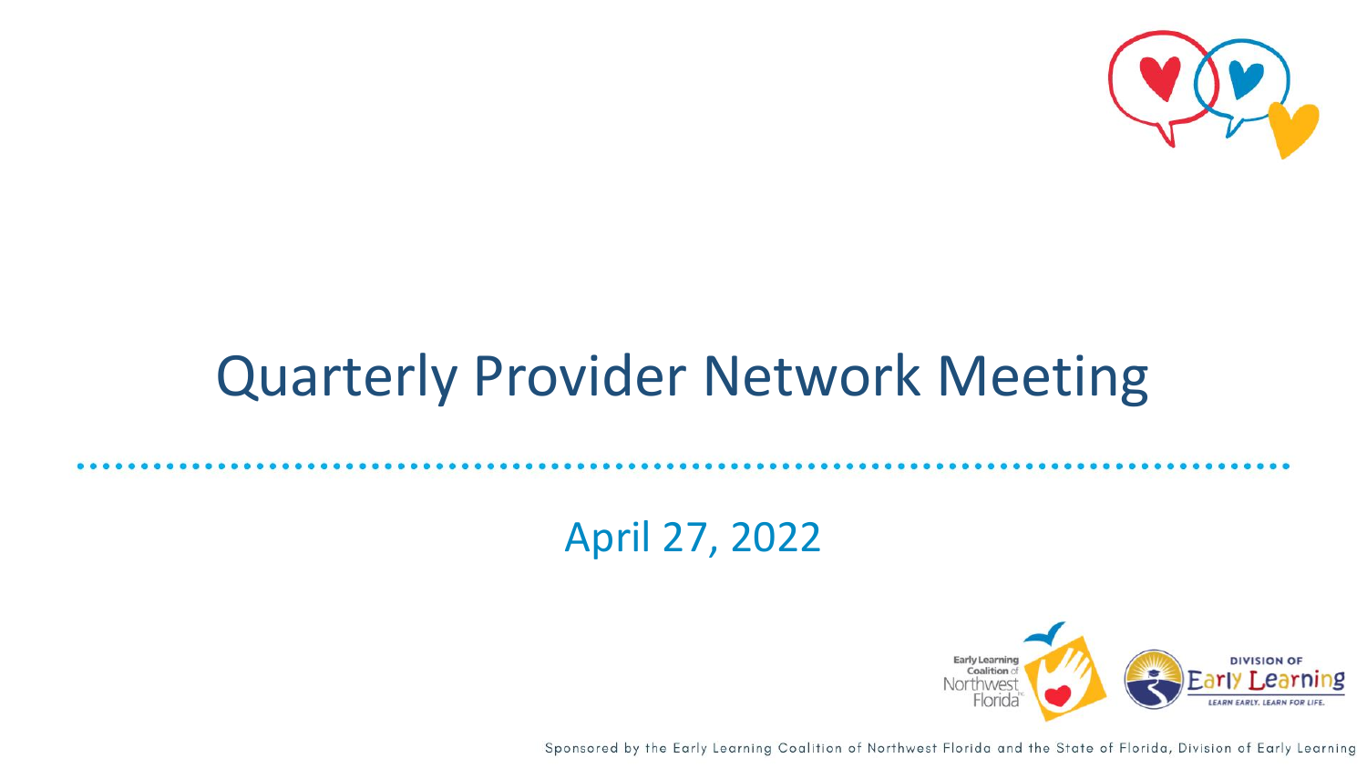# Quarterly Provider Network Meeting

April 27, 2022

Sponsored by the Early Learning Coalition of Northwest Florida and the State of Florida, Division of Early Learning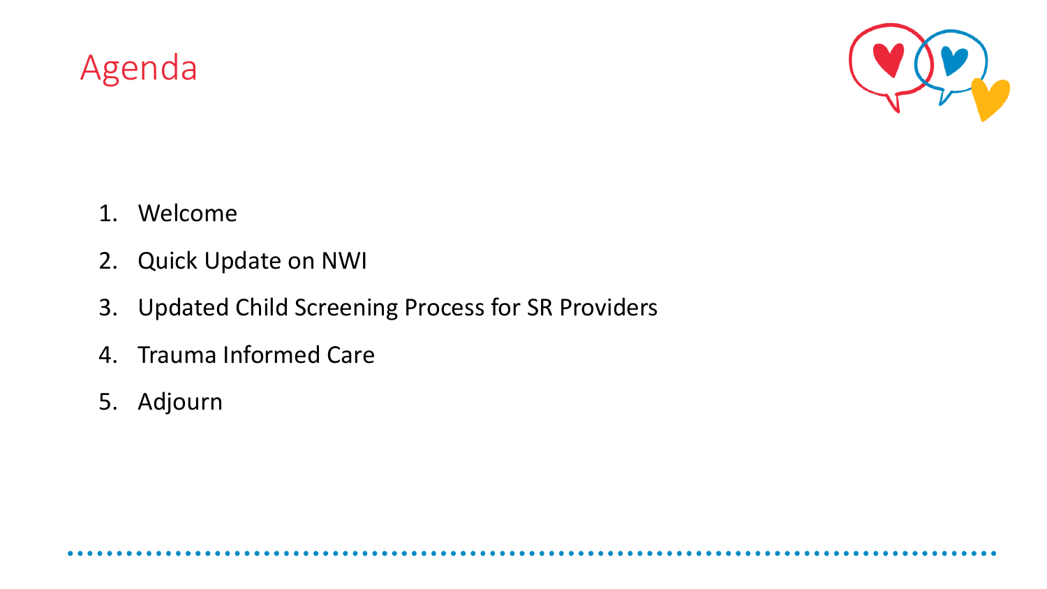# Agenda

1. Welcome
2. Quick Update on NWI
3. Updated Child Screening Process for SR Providers
4. Trauma Informed Care
5. Adjourn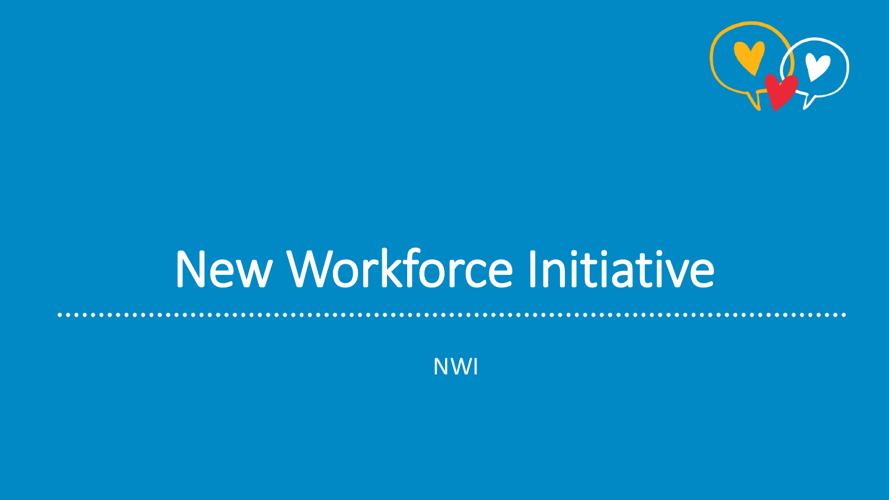# New Workforce Initiative

NWI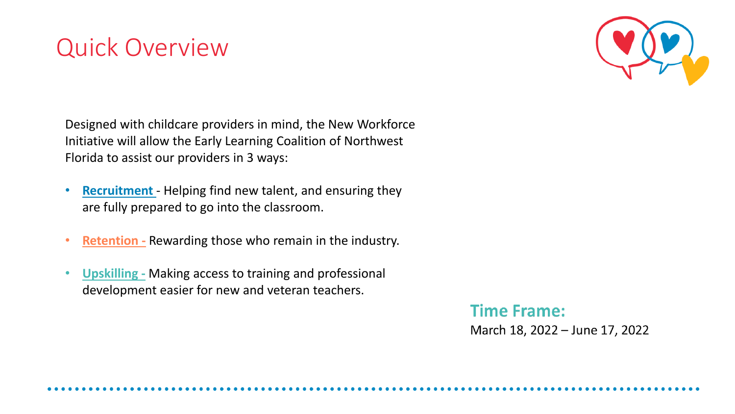# Quick Overview

Designed with childcare providers in mind, the New Workforce Initiative will allow the Early Learning Coalition of Northwest Florida to assist our providers in 3 ways:

- **Recruitment** - Helping find new talent, and ensuring they are fully prepared to go into the classroom.
- **Retention -** Rewarding those who remain in the industry.
- **Upskilling -** Making access to training and professional development easier for new and veteran teachers.

**Time Frame:**
March 18, 2022 – June 17, 2022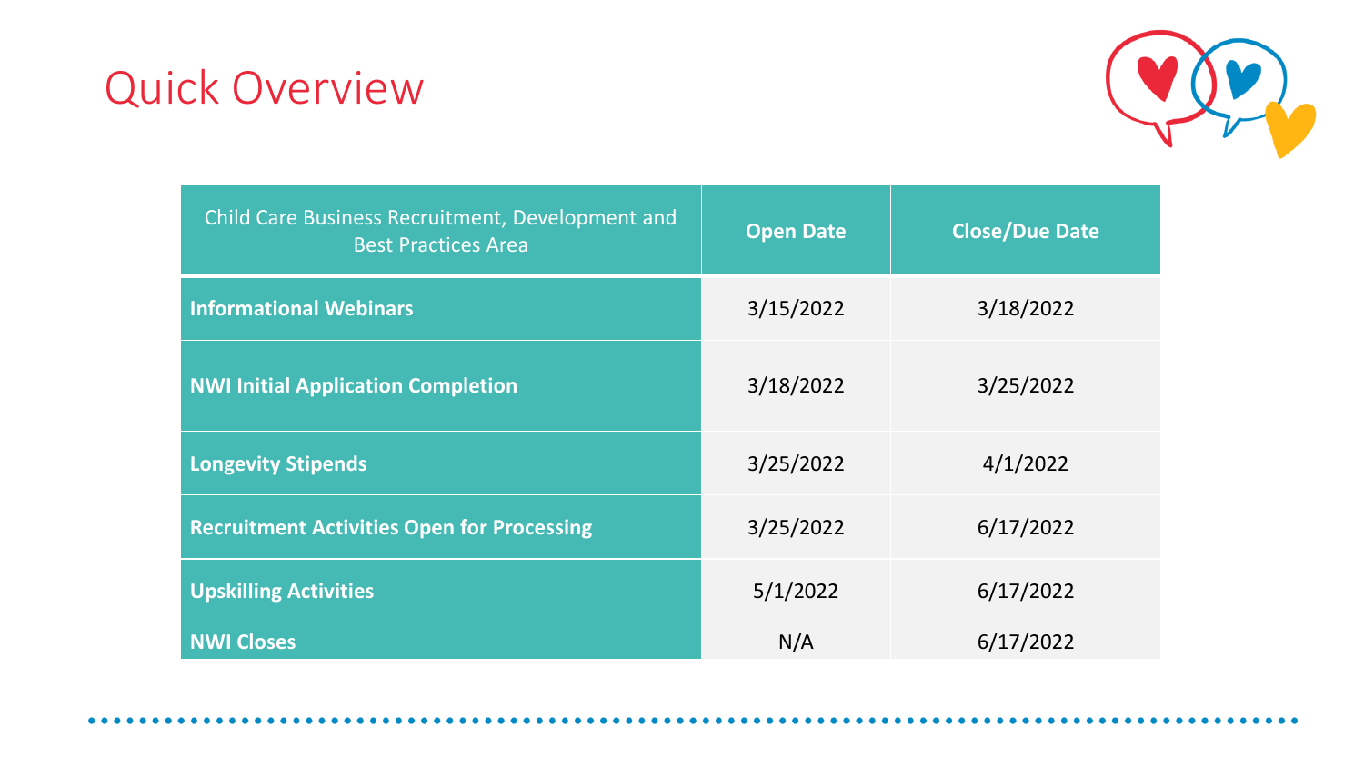# Quick Overview

| Child Care Business Recruitment, Development and Best Practices Area | Open Date | Close/Due Date |
|---|---|---|
| **Informational Webinars** | 3/15/2022 | 3/18/2022 |
| **NWI Initial Application Completion** | 3/18/2022 | 3/25/2022 |
| **Longevity Stipends** | 3/25/2022 | 4/1/2022 |
| **Recruitment Activities Open for Processing** | 3/25/2022 | 6/17/2022 |
| **Upskilling Activities** | 5/1/2022 | 6/17/2022 |
| **NWI Closes** | N/A | 6/17/2022 |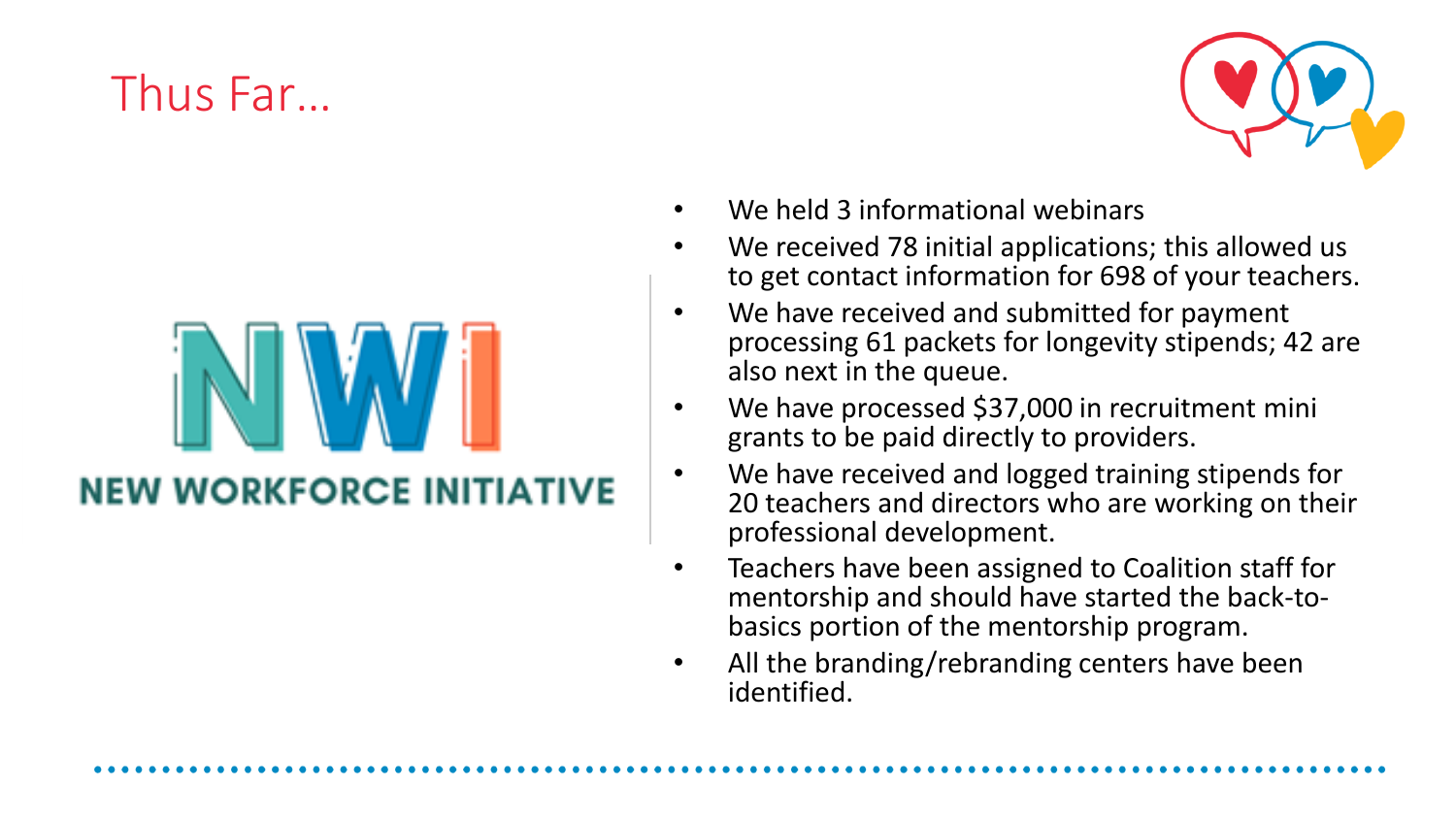# Thus Far…

NWI

NEW WORKFORCE INITIATIVE

- We held 3 informational webinars
- We received 78 initial applications; this allowed us to get contact information for 698 of your teachers.
- We have received and submitted for payment processing 61 packets for longevity stipends; 42 are also next in the queue.
- We have processed $37,000 in recruitment mini grants to be paid directly to providers.
- We have received and logged training stipends for 20 teachers and directors who are working on their professional development.
- Teachers have been assigned to Coalition staff for mentorship and should have started the back-to-basics portion of the mentorship program.
- All the branding/rebranding centers have been identified.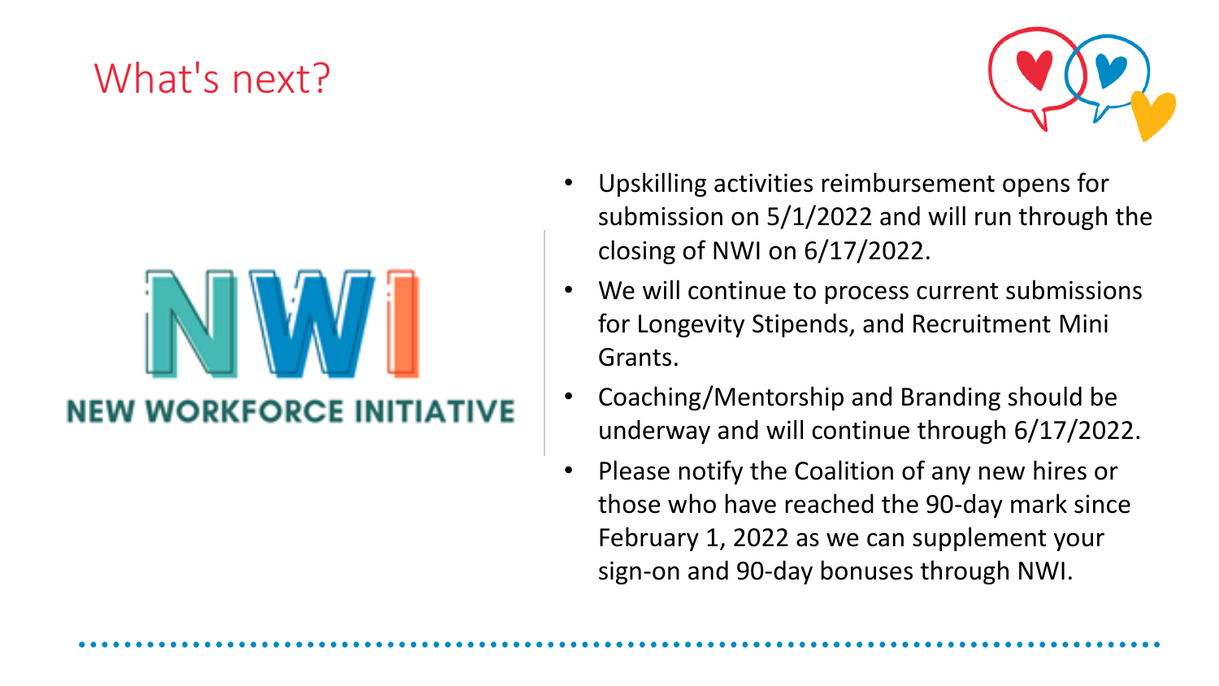# What's next?

NWI

NEW WORKFORCE INITIATIVE

- Upskilling activities reimbursement opens for submission on 5/1/2022 and will run through the closing of NWI on 6/17/2022.
- We will continue to process current submissions for Longevity Stipends, and Recruitment Mini Grants.
- Coaching/Mentorship and Branding should be underway and will continue through 6/17/2022.
- Please notify the Coalition of any new hires or those who have reached the 90-day mark since February 1, 2022 as we can supplement your sign-on and 90-day bonuses through NWI.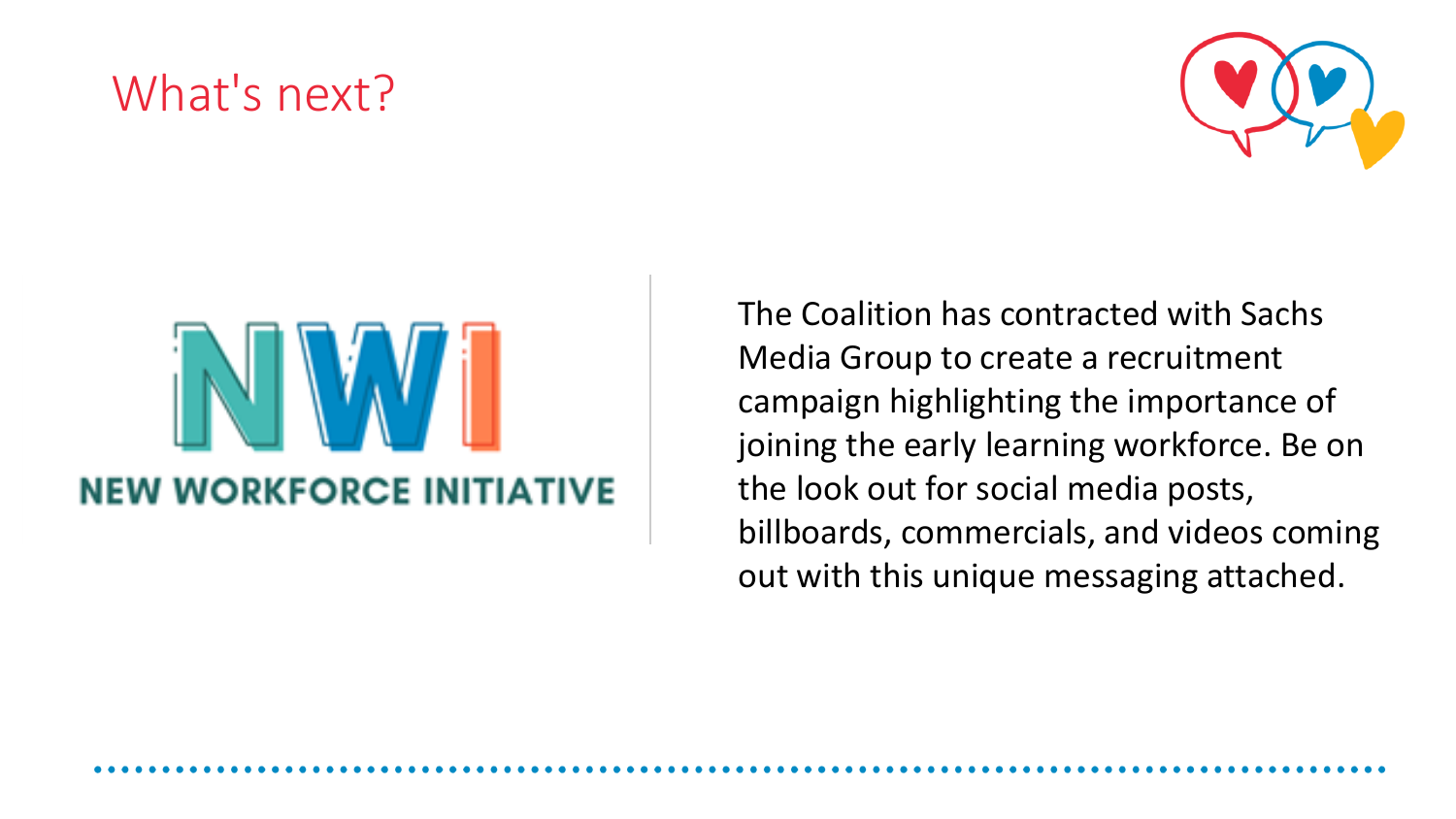# What's next?

NWI

NEW WORKFORCE INITIATIVE

The Coalition has contracted with Sachs Media Group to create a recruitment campaign highlighting the importance of joining the early learning workforce. Be on the look out for social media posts, billboards, commercials, and videos coming out with this unique messaging attached.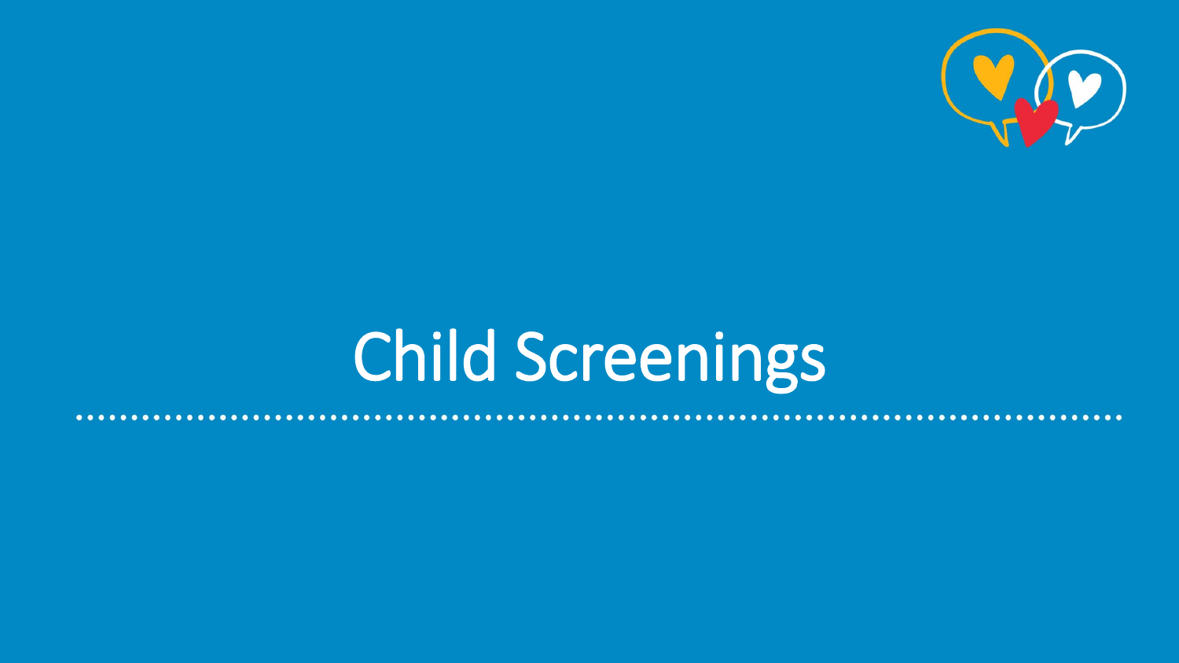# Child Screenings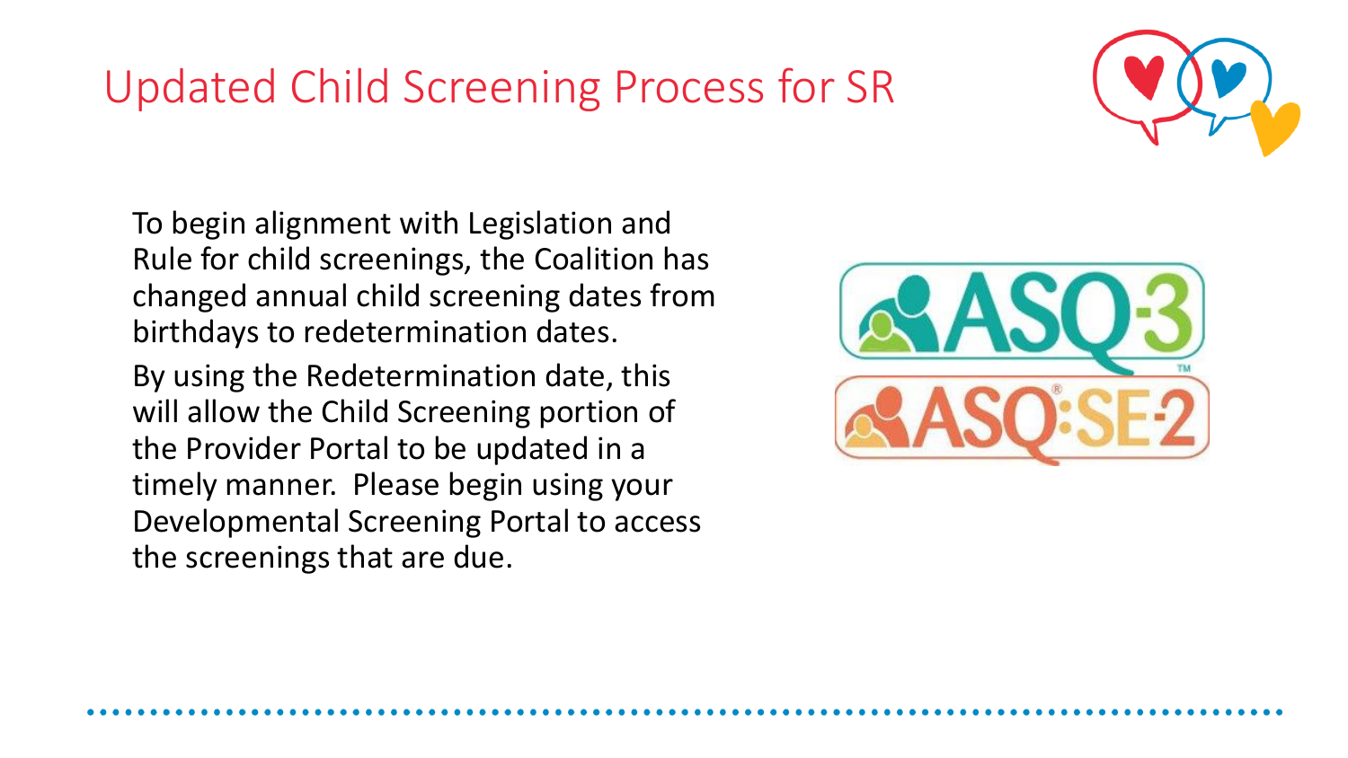# Updated Child Screening Process for SR

To begin alignment with Legislation and Rule for child screenings, the Coalition has changed annual child screening dates from birthdays to redetermination dates.

By using the Redetermination date, this will allow the Child Screening portion of the Provider Portal to be updated in a timely manner. Please begin using your Developmental Screening Portal to access the screenings that are due.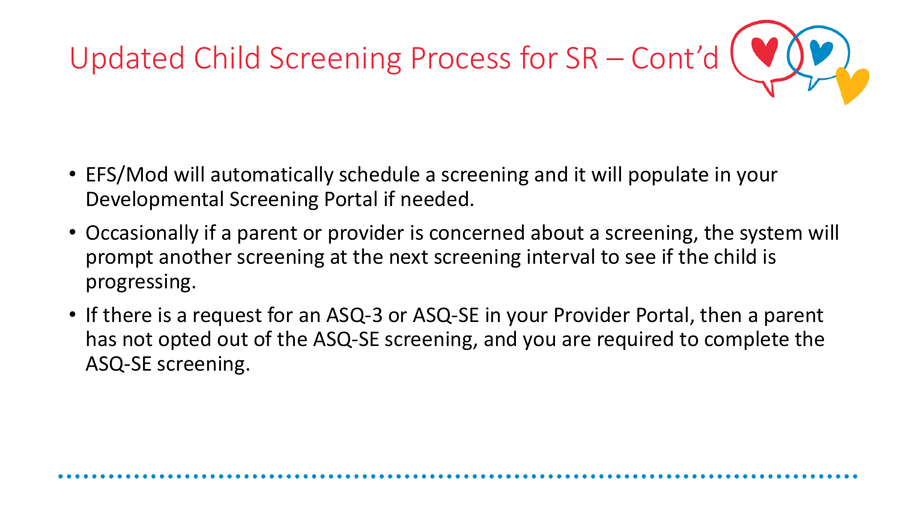# Updated Child Screening Process for SR – Cont'd

- EFS/Mod will automatically schedule a screening and it will populate in your Developmental Screening Portal if needed.
- Occasionally if a parent or provider is concerned about a screening, the system will prompt another screening at the next screening interval to see if the child is progressing.
- If there is a request for an ASQ-3 or ASQ-SE in your Provider Portal, then a parent has not opted out of the ASQ-SE screening, and you are required to complete the ASQ-SE screening.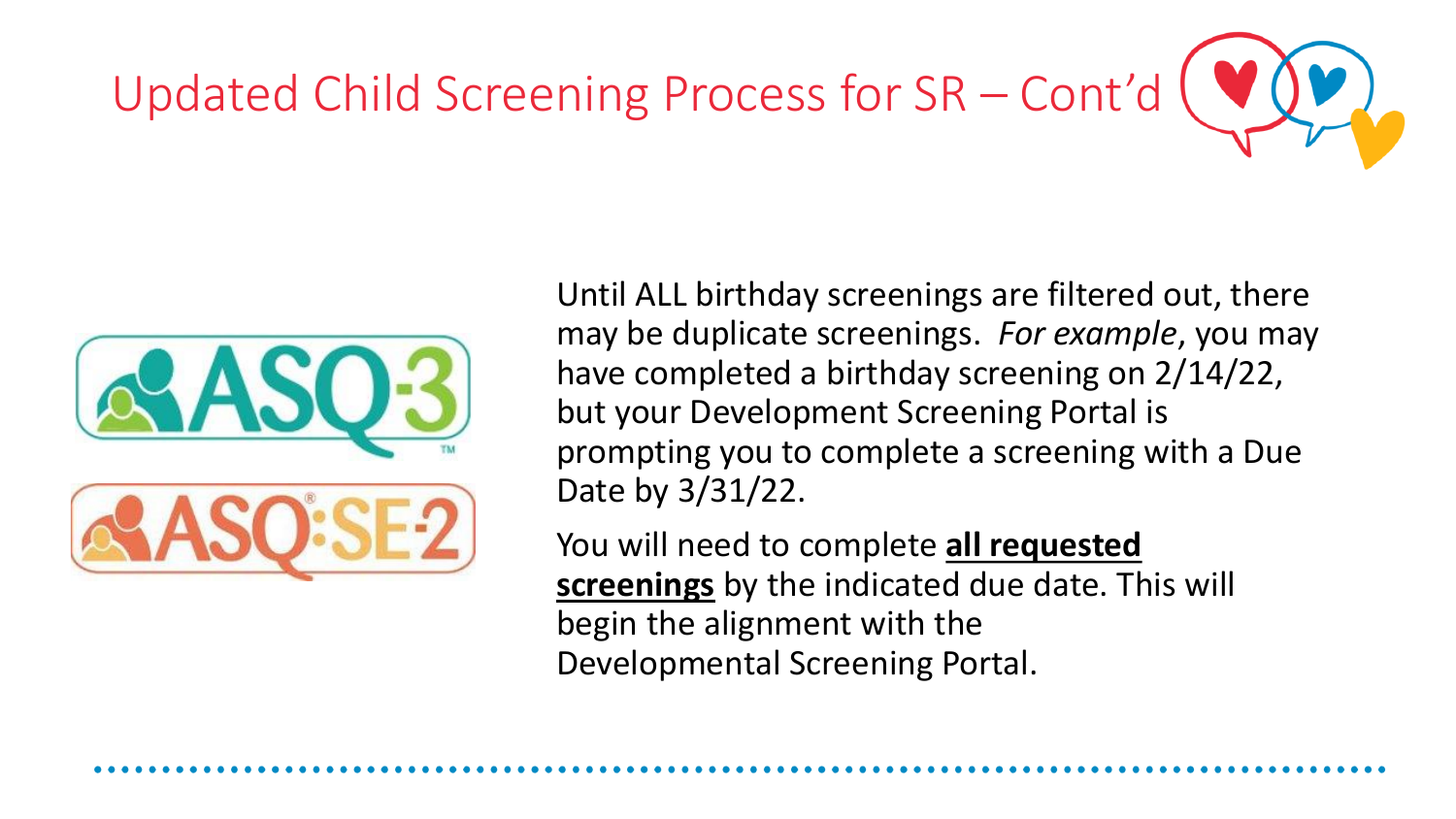# Updated Child Screening Process for SR – Cont'd

ASQ-3

ASQ:SE-2

Until ALL birthday screenings are filtered out, there may be duplicate screenings. *For example*, you may have completed a birthday screening on 2/14/22, but your Development Screening Portal is prompting you to complete a screening with a Due Date by 3/31/22.

You will need to complete **all requested screenings** by the indicated due date. This will begin the alignment with the Developmental Screening Portal.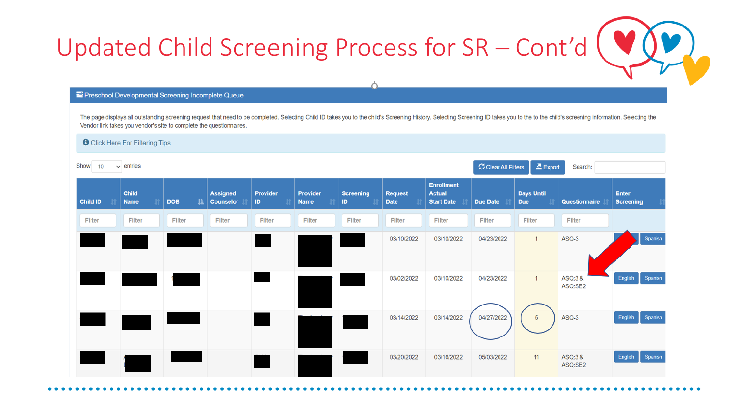# Updated Child Screening Process for SR – Cont'd

**Preschool Developmental Screening Incomplete Queue**

The page displays all outstanding screening request that need to be completed. Selecting Child ID takes you to the child's Screening History. Selecting Screening ID takes you to the to the child's screening information. Selecting the Vendor link takes you vendor's site to complete the questionnaires.

Click Here For Filtering Tips

Show 10 entries

Clear All Filters | Export | Search:

| Child ID | Child Name | DOB | Assigned Counselor | Provider ID | Provider Name | Screening ID | Request Date | Enrollment Actual Start Date | Due Date | Days Until Due | Questionnaire | Enter Screening |
|---|---|---|---|---|---|---|---|---|---|---|---|---|
| Filter | Filter | Filter | Filter | Filter | Filter | Filter | Filter | Filter | Filter | Filter | Filter | |
| | | | | | | | 03/10/2022 | 03/10/2022 | 04/23/2022 | 1 | ASQ-3 | English Spanish |
| | | | | | | | 03/02/2022 | 03/10/2022 | 04/23/2022 | 1 | ASQ:3 & ASQ:SE2 | English Spanish |
| | | | | | | | 03/14/2022 | 03/14/2022 | 04/27/2022 | 5 | ASQ-3 | English Spanish |
| | | | | | | | 03/20/2022 | 03/16/2022 | 05/03/2022 | 11 | ASQ:3 & ASQ:SE2 | English Spanish |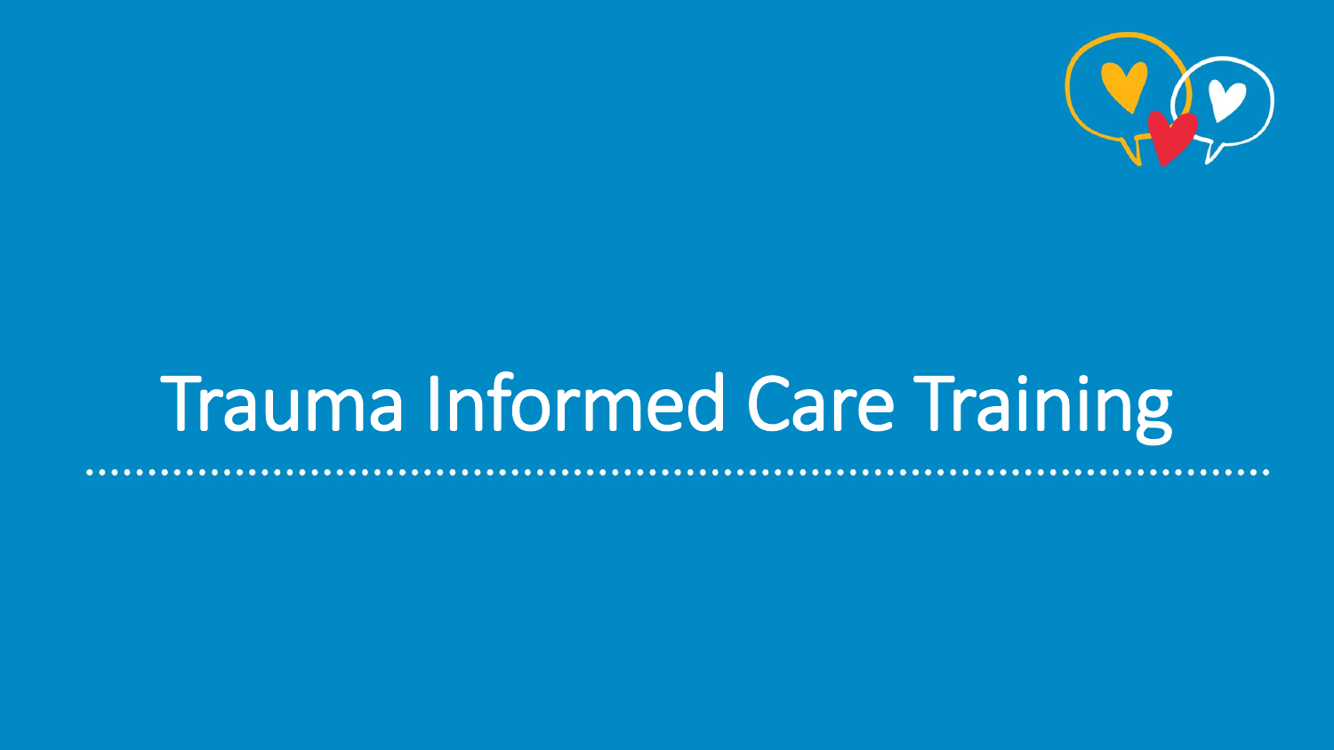# Trauma Informed Care Training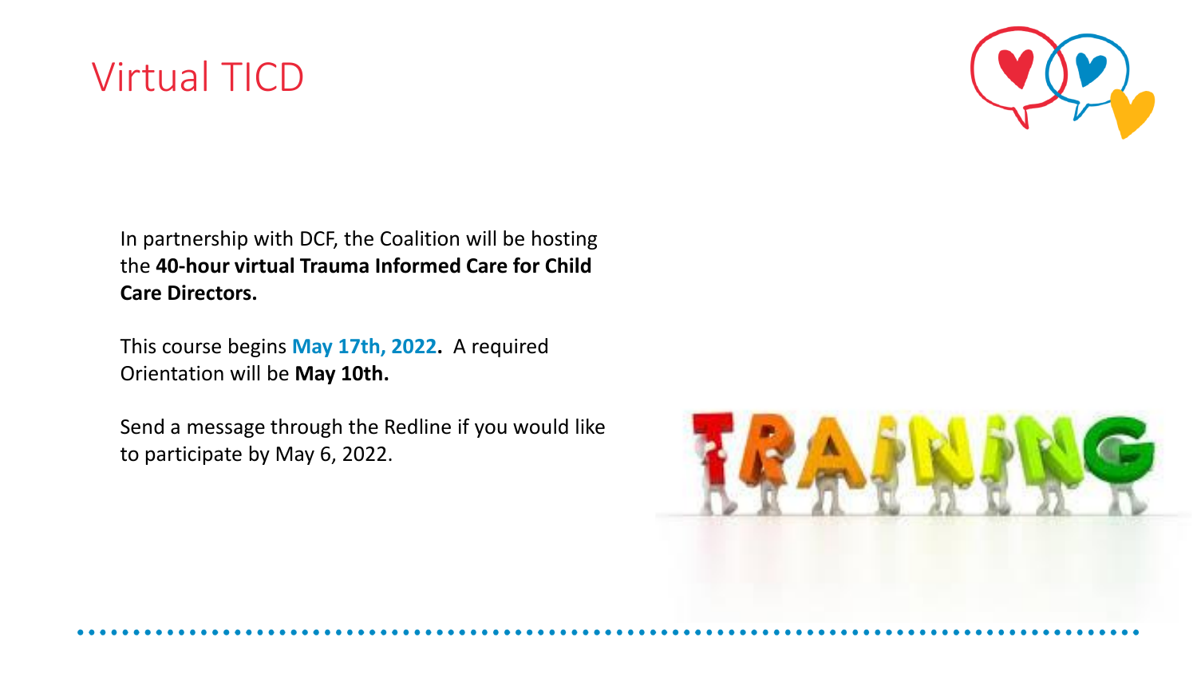# Virtual TICD

In partnership with DCF, the Coalition will be hosting the **40-hour virtual Trauma Informed Care for Child Care Directors.**

This course begins **May 17th, 2022.** A required Orientation will be **May 10th.**

Send a message through the Redline if you would like to participate by May 6, 2022.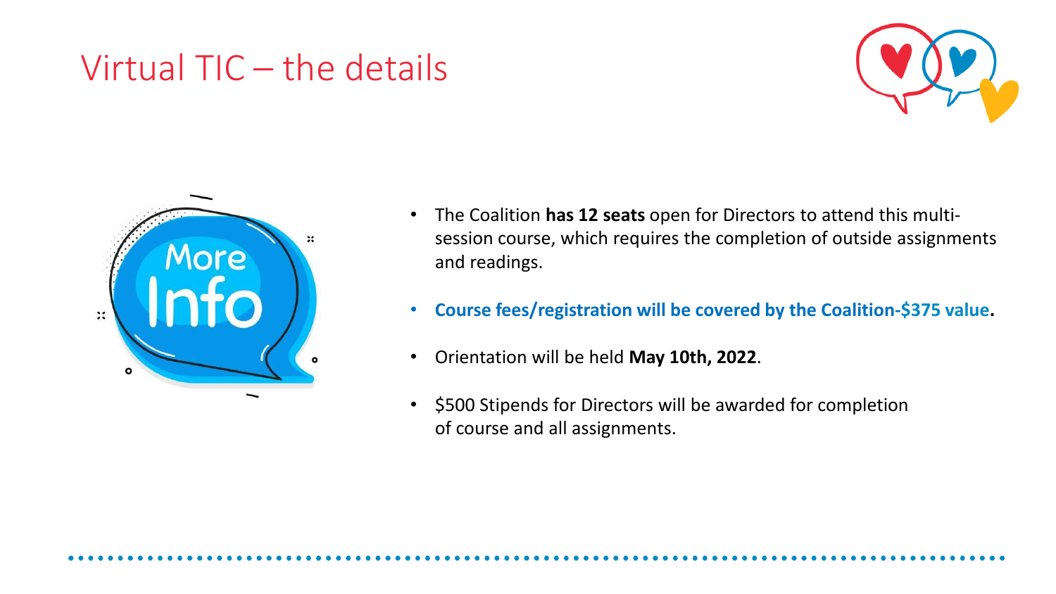# Virtual TIC – the details

- The Coalition **has 12 seats** open for Directors to attend this multi-session course, which requires the completion of outside assignments and readings.
- **Course fees/registration will be covered by the Coalition-$375 value.**
- Orientation will be held **May 10th, 2022**.
- $500 Stipends for Directors will be awarded for completion of course and all assignments.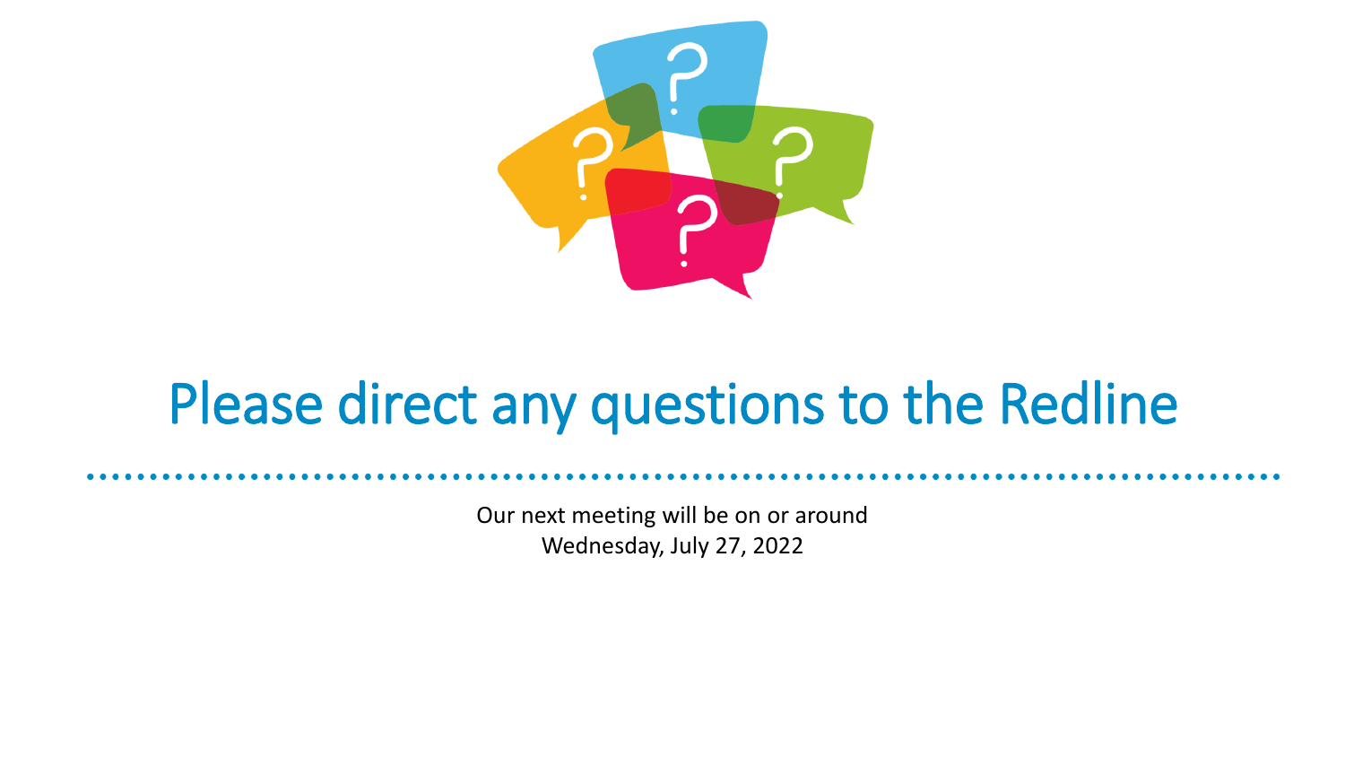# Please direct any questions to the Redline

Our next meeting will be on or around
Wednesday, July 27, 2022